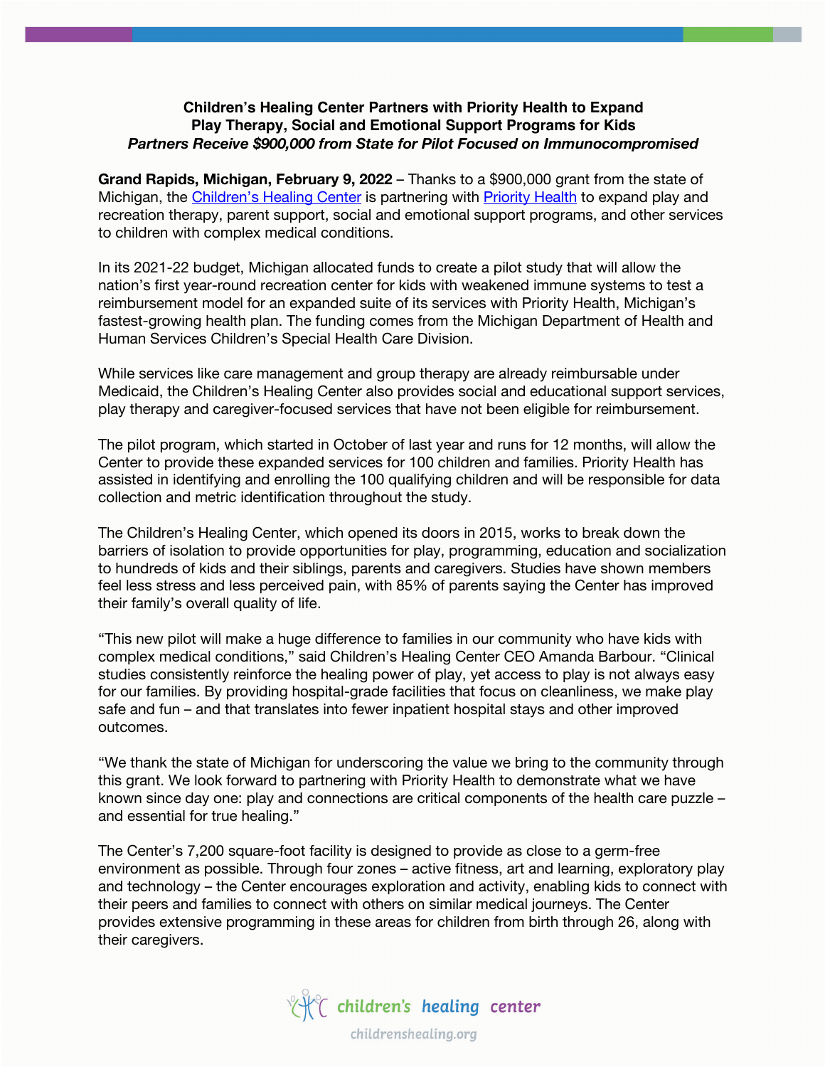**Children's Healing Center Partners with Priority Health to Expand Play Therapy, Social and Emotional Support Programs for Kids**

***Partners Receive $900,000 from State for Pilot Focused on Immunocompromised***

**Grand Rapids, Michigan, February 9, 2022** – Thanks to a $900,000 grant from the state of Michigan, the Children's Healing Center is partnering with Priority Health to expand play and recreation therapy, parent support, social and emotional support programs, and other services to children with complex medical conditions.

In its 2021-22 budget, Michigan allocated funds to create a pilot study that will allow the nation's first year-round recreation center for kids with weakened immune systems to test a reimbursement model for an expanded suite of its services with Priority Health, Michigan's fastest-growing health plan. The funding comes from the Michigan Department of Health and Human Services Children's Special Health Care Division.

While services like care management and group therapy are already reimbursable under Medicaid, the Children's Healing Center also provides social and educational support services, play therapy and caregiver-focused services that have not been eligible for reimbursement.

The pilot program, which started in October of last year and runs for 12 months, will allow the Center to provide these expanded services for 100 children and families. Priority Health has assisted in identifying and enrolling the 100 qualifying children and will be responsible for data collection and metric identification throughout the study.

The Children's Healing Center, which opened its doors in 2015, works to break down the barriers of isolation to provide opportunities for play, programming, education and socialization to hundreds of kids and their siblings, parents and caregivers. Studies have shown members feel less stress and less perceived pain, with 85% of parents saying the Center has improved their family's overall quality of life.

"This new pilot will make a huge difference to families in our community who have kids with complex medical conditions," said Children's Healing Center CEO Amanda Barbour. "Clinical studies consistently reinforce the healing power of play, yet access to play is not always easy for our families. By providing hospital-grade facilities that focus on cleanliness, we make play safe and fun – and that translates into fewer inpatient hospital stays and other improved outcomes.

"We thank the state of Michigan for underscoring the value we bring to the community through this grant. We look forward to partnering with Priority Health to demonstrate what we have known since day one: play and connections are critical components of the health care puzzle – and essential for true healing."

The Center's 7,200 square-foot facility is designed to provide as close to a germ-free environment as possible. Through four zones – active fitness, art and learning, exploratory play and technology – the Center encourages exploration and activity, enabling kids to connect with their peers and families to connect with others on similar medical journeys. The Center provides extensive programming in these areas for children from birth through 26, along with their caregivers.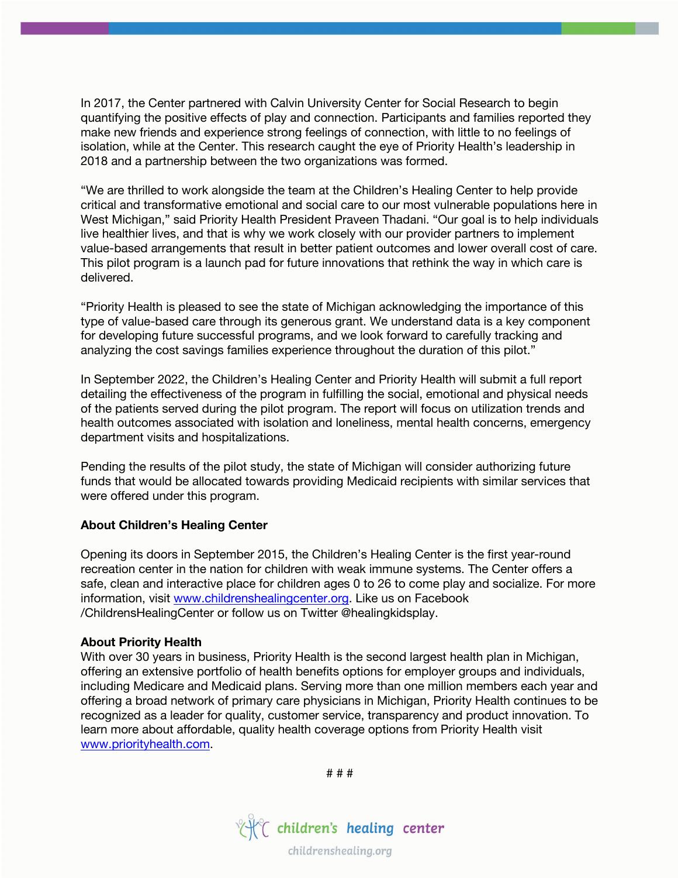In 2017, the Center partnered with Calvin University Center for Social Research to begin quantifying the positive effects of play and connection. Participants and families reported they make new friends and experience strong feelings of connection, with little to no feelings of isolation, while at the Center. This research caught the eye of Priority Health's leadership in 2018 and a partnership between the two organizations was formed.

"We are thrilled to work alongside the team at the Children's Healing Center to help provide critical and transformative emotional and social care to our most vulnerable populations here in West Michigan," said Priority Health President Praveen Thadani. "Our goal is to help individuals live healthier lives, and that is why we work closely with our provider partners to implement value-based arrangements that result in better patient outcomes and lower overall cost of care. This pilot program is a launch pad for future innovations that rethink the way in which care is delivered.

"Priority Health is pleased to see the state of Michigan acknowledging the importance of this type of value-based care through its generous grant. We understand data is a key component for developing future successful programs, and we look forward to carefully tracking and analyzing the cost savings families experience throughout the duration of this pilot."

In September 2022, the Children's Healing Center and Priority Health will submit a full report detailing the effectiveness of the program in fulfilling the social, emotional and physical needs of the patients served during the pilot program. The report will focus on utilization trends and health outcomes associated with isolation and loneliness, mental health concerns, emergency department visits and hospitalizations.

Pending the results of the pilot study, the state of Michigan will consider authorizing future funds that would be allocated towards providing Medicaid recipients with similar services that were offered under this program.

**About Children's Healing Center**

Opening its doors in September 2015, the Children's Healing Center is the first year-round recreation center in the nation for children with weak immune systems. The Center offers a safe, clean and interactive place for children ages 0 to 26 to come play and socialize. For more information, visit [www.childrenshealingcenter.org](http://www.childrenshealingcenter.org). Like us on Facebook /ChildrensHealingCenter or follow us on Twitter @healingkidsplay.

**About Priority Health**

With over 30 years in business, Priority Health is the second largest health plan in Michigan, offering an extensive portfolio of health benefits options for employer groups and individuals, including Medicare and Medicaid plans. Serving more than one million members each year and offering a broad network of primary care physicians in Michigan, Priority Health continues to be recognized as a leader for quality, customer service, transparency and product innovation. To learn more about affordable, quality health coverage options from Priority Health visit [www.priorityhealth.com](http://www.priorityhealth.com).

# # #

children's healing center

childrenshealing.org